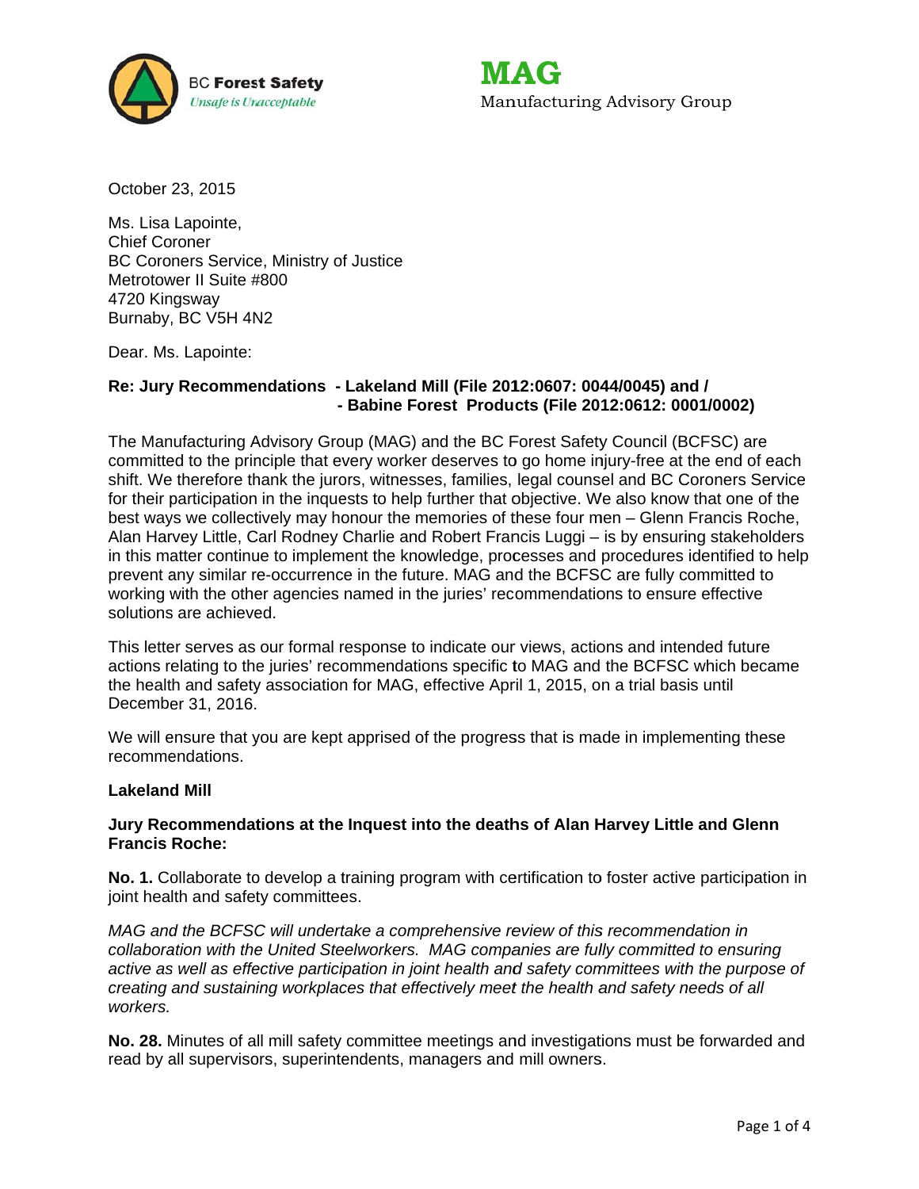BC Forest Safety
*Unsafe is Unacceptable*

**MAG**
Manufacturing Advisory Group

October 23, 2015

Ms. Lisa Lapointe,
Chief Coroner
BC Coroners Service, Ministry of Justice
Metrotower II Suite #800
4720 Kingsway
Burnaby, BC V5H 4N2

Dear. Ms. Lapointe:

**Re: Jury Recommendations - Lakeland Mill (File 2012:0607: 0044/0045) and /**
**- Babine Forest Products (File 2012:0612: 0001/0002)**

The Manufacturing Advisory Group (MAG) and the BC Forest Safety Council (BCFSC) are committed to the principle that every worker deserves to go home injury-free at the end of each shift. We therefore thank the jurors, witnesses, families, legal counsel and BC Coroners Service for their participation in the inquests to help further that objective. We also know that one of the best ways we collectively may honour the memories of these four men – Glenn Francis Roche, Alan Harvey Little, Carl Rodney Charlie and Robert Francis Luggi – is by ensuring stakeholders in this matter continue to implement the knowledge, processes and procedures identified to help prevent any similar re-occurrence in the future. MAG and the BCFSC are fully committed to working with the other agencies named in the juries' recommendations to ensure effective solutions are achieved.

This letter serves as our formal response to indicate our views, actions and intended future actions relating to the juries' recommendations specific to MAG and the BCFSC which became the health and safety association for MAG, effective April 1, 2015, on a trial basis until December 31, 2016.

We will ensure that you are kept apprised of the progress that is made in implementing these recommendations.

**Lakeland Mill**

**Jury Recommendations at the Inquest into the deaths of Alan Harvey Little and Glenn Francis Roche:**

**No. 1.** Collaborate to develop a training program with certification to foster active participation in joint health and safety committees.

*MAG and the BCFSC will undertake a comprehensive review of this recommendation in collaboration with the United Steelworkers. MAG companies are fully committed to ensuring active as well as effective participation in joint health and safety committees with the purpose of creating and sustaining workplaces that effectively meet the health and safety needs of all workers.*

**No. 28.** Minutes of all mill safety committee meetings and investigations must be forwarded and read by all supervisors, superintendents, managers and mill owners.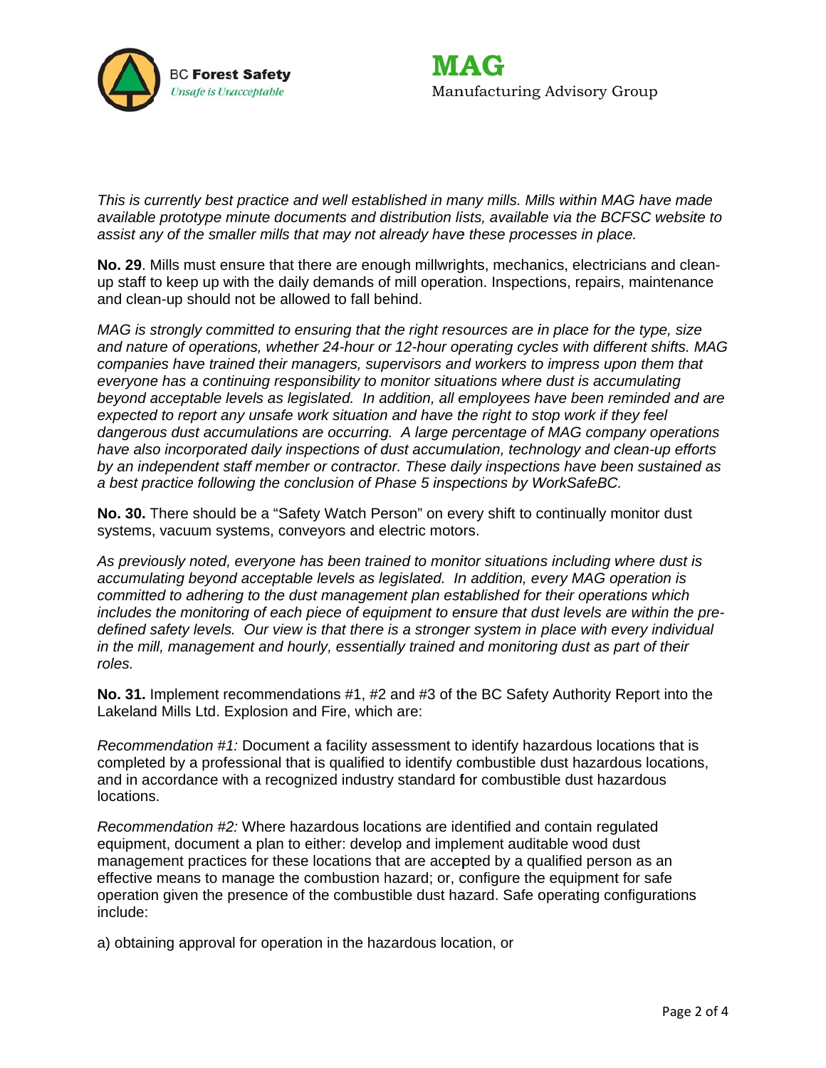*This is currently best practice and well established in many mills. Mills within MAG have made available prototype minute documents and distribution lists, available via the BCFSC website to assist any of the smaller mills that may not already have these processes in place.*

**No. 29**. Mills must ensure that there are enough millwrights, mechanics, electricians and clean-up staff to keep up with the daily demands of mill operation. Inspections, repairs, maintenance and clean-up should not be allowed to fall behind.

*MAG is strongly committed to ensuring that the right resources are in place for the type, size and nature of operations, whether 24-hour or 12-hour operating cycles with different shifts. MAG companies have trained their managers, supervisors and workers to impress upon them that everyone has a continuing responsibility to monitor situations where dust is accumulating beyond acceptable levels as legislated. In addition, all employees have been reminded and are expected to report any unsafe work situation and have the right to stop work if they feel dangerous dust accumulations are occurring. A large percentage of MAG company operations have also incorporated daily inspections of dust accumulation, technology and clean-up efforts by an independent staff member or contractor. These daily inspections have been sustained as a best practice following the conclusion of Phase 5 inspections by WorkSafeBC.*

**No. 30.** There should be a "Safety Watch Person" on every shift to continually monitor dust systems, vacuum systems, conveyors and electric motors.

*As previously noted, everyone has been trained to monitor situations including where dust is accumulating beyond acceptable levels as legislated. In addition, every MAG operation is committed to adhering to the dust management plan established for their operations which includes the monitoring of each piece of equipment to ensure that dust levels are within the pre-defined safety levels. Our view is that there is a stronger system in place with every individual in the mill, management and hourly, essentially trained and monitoring dust as part of their roles.*

**No. 31.** Implement recommendations #1, #2 and #3 of the BC Safety Authority Report into the Lakeland Mills Ltd. Explosion and Fire, which are:

*Recommendation #1:* Document a facility assessment to identify hazardous locations that is completed by a professional that is qualified to identify combustible dust hazardous locations, and in accordance with a recognized industry standard for combustible dust hazardous locations.

*Recommendation #2:* Where hazardous locations are identified and contain regulated equipment, document a plan to either: develop and implement auditable wood dust management practices for these locations that are accepted by a qualified person as an effective means to manage the combustion hazard; or, configure the equipment for safe operation given the presence of the combustible dust hazard. Safe operating configurations include:

a) obtaining approval for operation in the hazardous location, or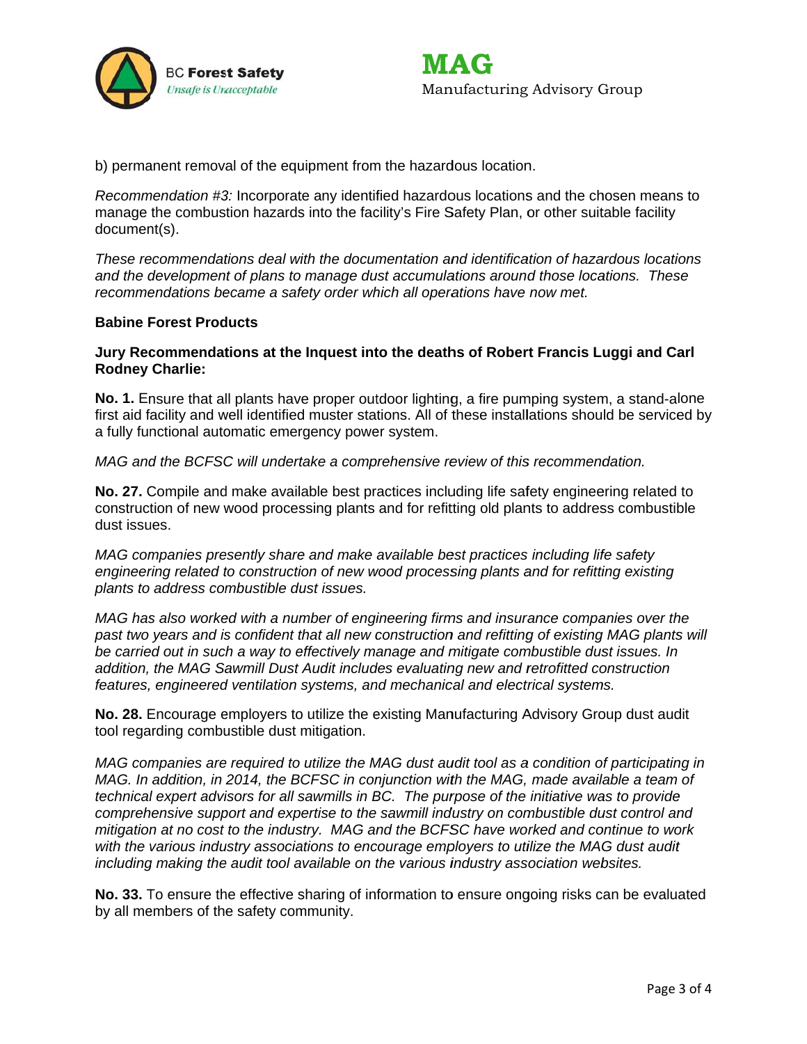b) permanent removal of the equipment from the hazardous location.

*Recommendation #3:* Incorporate any identified hazardous locations and the chosen means to manage the combustion hazards into the facility's Fire Safety Plan, or other suitable facility document(s).

*These recommendations deal with the documentation and identification of hazardous locations and the development of plans to manage dust accumulations around those locations. These recommendations became a safety order which all operations have now met.*

**Babine Forest Products**

**Jury Recommendations at the Inquest into the deaths of Robert Francis Luggi and Carl Rodney Charlie:**

**No. 1.** Ensure that all plants have proper outdoor lighting, a fire pumping system, a stand-alone first aid facility and well identified muster stations. All of these installations should be serviced by a fully functional automatic emergency power system.

*MAG and the BCFSC will undertake a comprehensive review of this recommendation.*

**No. 27.** Compile and make available best practices including life safety engineering related to construction of new wood processing plants and for refitting old plants to address combustible dust issues.

*MAG companies presently share and make available best practices including life safety engineering related to construction of new wood processing plants and for refitting existing plants to address combustible dust issues.*

*MAG has also worked with a number of engineering firms and insurance companies over the past two years and is confident that all new construction and refitting of existing MAG plants will be carried out in such a way to effectively manage and mitigate combustible dust issues. In addition, the MAG Sawmill Dust Audit includes evaluating new and retrofitted construction features, engineered ventilation systems, and mechanical and electrical systems.*

**No. 28.** Encourage employers to utilize the existing Manufacturing Advisory Group dust audit tool regarding combustible dust mitigation.

*MAG companies are required to utilize the MAG dust audit tool as a condition of participating in MAG. In addition, in 2014, the BCFSC in conjunction with the MAG, made available a team of technical expert advisors for all sawmills in BC. The purpose of the initiative was to provide comprehensive support and expertise to the sawmill industry on combustible dust control and mitigation at no cost to the industry. MAG and the BCFSC have worked and continue to work with the various industry associations to encourage employers to utilize the MAG dust audit including making the audit tool available on the various industry association websites.*

**No. 33.** To ensure the effective sharing of information to ensure ongoing risks can be evaluated by all members of the safety community.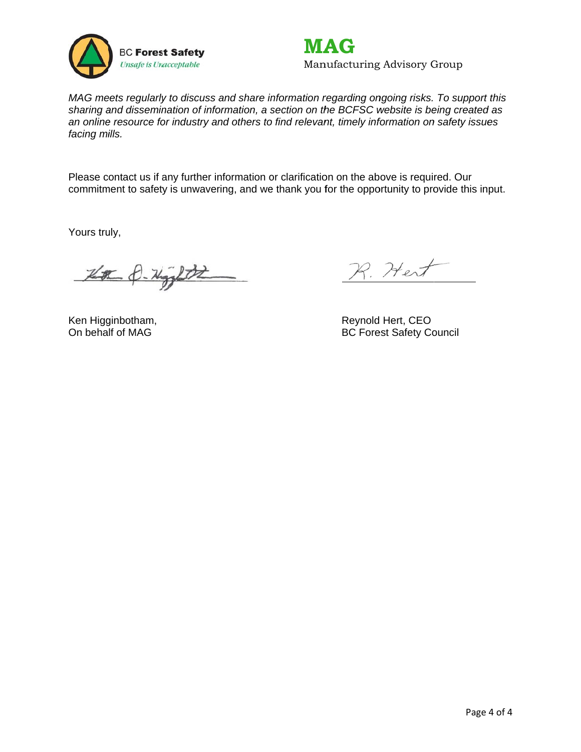BC **Forest Safety**
*Unsafe is Unacceptable*

**MAG**
Manufacturing Advisory Group

*MAG meets regularly to discuss and share information regarding ongoing risks. To support this sharing and dissemination of information, a section on the BCFSC website is being created as an online resource for industry and others to find relevant, timely information on safety issues facing mills.*

Please contact us if any further information or clarification on the above is required. Our commitment to safety is unwavering, and we thank you for the opportunity to provide this input.

Yours truly,

Ken Higginbotham,
On behalf of MAG

Reynold Hert, CEO
BC Forest Safety Council